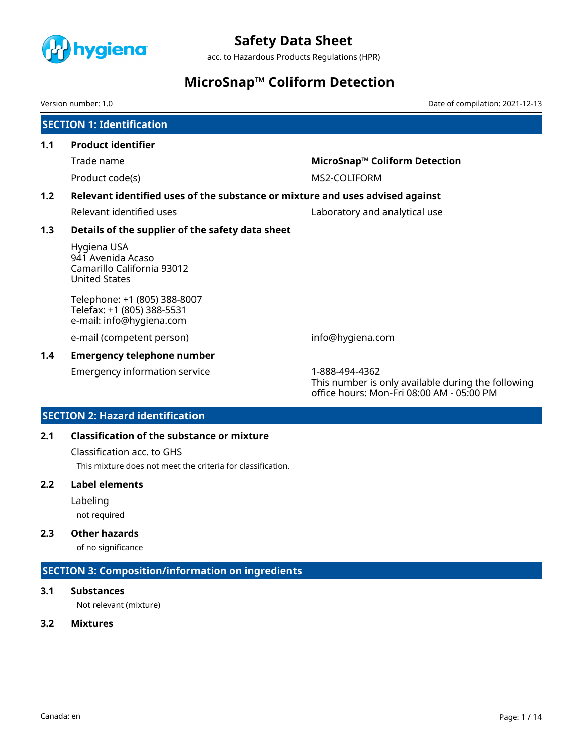# Safety Data Sheet

acc. to Hazardous Products Regulations (HPR)

# MicroSnap™ Coliform Detection

Version number: 1.0

Date of compilation: 2021-12-13

## SECTION 1: Identification

### 1.1 Product identifier

| | |
|---|---|
| Trade name | **MicroSnap™ Coliform Detection** |
| Product code(s) | MS2-COLIFORM |

### 1.2 Relevant identified uses of the substance or mixture and uses advised against

| | |
|---|---|
| Relevant identified uses | Laboratory and analytical use |

### 1.3 Details of the supplier of the safety data sheet

Hygiena USA
941 Avenida Acaso
Camarillo California 93012
United States

Telephone: +1 (805) 388-8007
Telefax: +1 (805) 388-5531
e-mail: info@hygiena.com

| | |
|---|---|
| e-mail (competent person) | info@hygiena.com |

### 1.4 Emergency telephone number

| | |
|---|---|
| Emergency information service | 1-888-494-4362<br>This number is only available during the following office hours: Mon-Fri 08:00 AM - 05:00 PM |

## SECTION 2: Hazard identification

### 2.1 Classification of the substance or mixture

Classification acc. to GHS

This mixture does not meet the criteria for classification.

### 2.2 Label elements

Labeling

not required

### 2.3 Other hazards

of no significance

## SECTION 3: Composition/information on ingredients

### 3.1 Substances

Not relevant (mixture)

### 3.2 Mixtures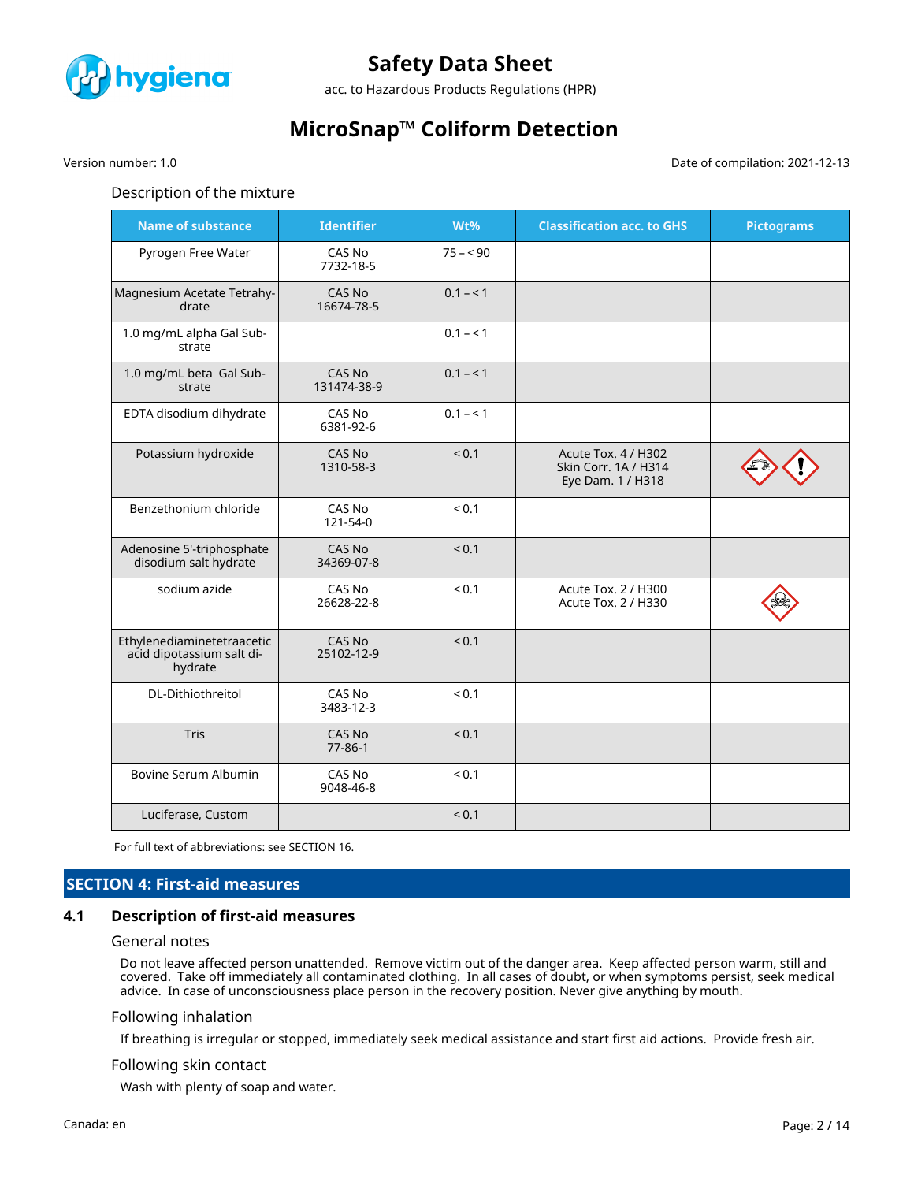Description of the mixture

| Name of substance | Identifier | Wt% | Classification acc. to GHS | Pictograms |
|---|---|---|---|---|
| Pyrogen Free Water | CAS No 7732-18-5 | 75 – < 90 | | |
| Magnesium Acetate Tetrahydrate | CAS No 16674-78-5 | 0.1 – < 1 | | |
| 1.0 mg/mL alpha Gal Substrate | | 0.1 – < 1 | | |
| 1.0 mg/mL beta Gal Substrate | CAS No 131474-38-9 | 0.1 – < 1 | | |
| EDTA disodium dihydrate | CAS No 6381-92-6 | 0.1 – < 1 | | |
| Potassium hydroxide | CAS No 1310-58-3 | < 0.1 | Acute Tox. 4 / H302<br>Skin Corr. 1A / H314<br>Eye Dam. 1 / H318 | |
| Benzethonium chloride | CAS No 121-54-0 | < 0.1 | | |
| Adenosine 5'-triphosphate disodium salt hydrate | CAS No 34369-07-8 | < 0.1 | | |
| sodium azide | CAS No 26628-22-8 | < 0.1 | Acute Tox. 2 / H300<br>Acute Tox. 2 / H330 | |
| Ethylenediaminetetraacetic acid dipotassium salt dihydrate | CAS No 25102-12-9 | < 0.1 | | |
| DL-Dithiothreitol | CAS No 3483-12-3 | < 0.1 | | |
| Tris | CAS No 77-86-1 | < 0.1 | | |
| Bovine Serum Albumin | CAS No 9048-46-8 | < 0.1 | | |
| Luciferase, Custom | | < 0.1 | | |

For full text of abbreviations: see SECTION 16.

## SECTION 4: First-aid measures

### 4.1 Description of first-aid measures

General notes

Do not leave affected person unattended. Remove victim out of the danger area. Keep affected person warm, still and covered. Take off immediately all contaminated clothing. In all cases of doubt, or when symptoms persist, seek medical advice. In case of unconsciousness place person in the recovery position. Never give anything by mouth.

Following inhalation

If breathing is irregular or stopped, immediately seek medical assistance and start first aid actions. Provide fresh air.

Following skin contact

Wash with plenty of soap and water.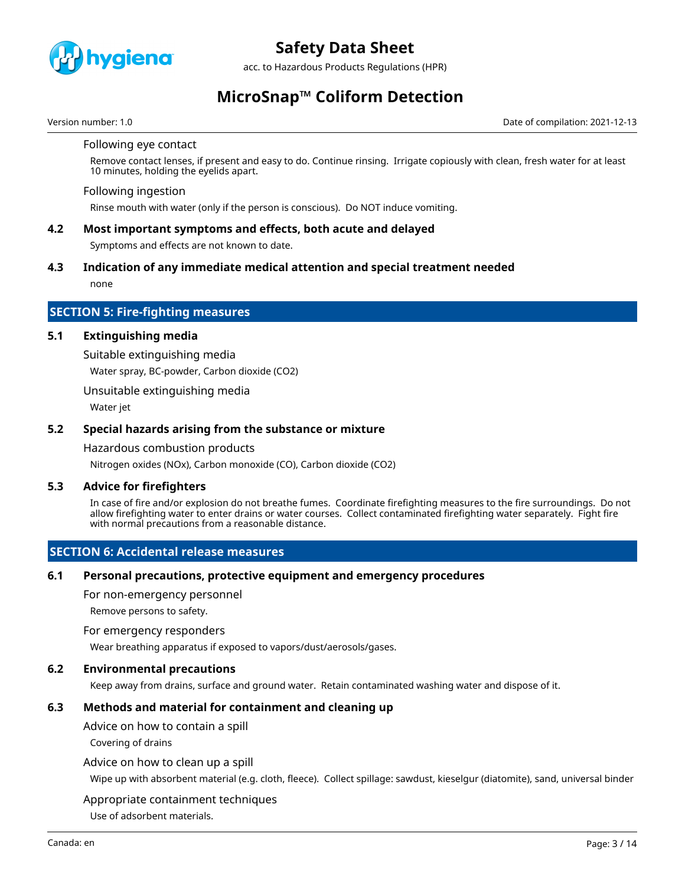Following eye contact

Remove contact lenses, if present and easy to do. Continue rinsing. Irrigate copiously with clean, fresh water for at least 10 minutes, holding the eyelids apart.

Following ingestion

Rinse mouth with water (only if the person is conscious). Do NOT induce vomiting.

### 4.2 Most important symptoms and effects, both acute and delayed

Symptoms and effects are not known to date.

### 4.3 Indication of any immediate medical attention and special treatment needed

none

## SECTION 5: Fire-fighting measures

### 5.1 Extinguishing media

Suitable extinguishing media

Water spray, BC-powder, Carbon dioxide ($CO_2$)

Unsuitable extinguishing media

Water jet

### 5.2 Special hazards arising from the substance or mixture

Hazardous combustion products

Nitrogen oxides ($NO_x$), Carbon monoxide (CO), Carbon dioxide ($CO_2$)

### 5.3 Advice for firefighters

In case of fire and/or explosion do not breathe fumes. Coordinate firefighting measures to the fire surroundings. Do not allow firefighting water to enter drains or water courses. Collect contaminated firefighting water separately. Fight fire with normal precautions from a reasonable distance.

## SECTION 6: Accidental release measures

### 6.1 Personal precautions, protective equipment and emergency procedures

For non-emergency personnel

Remove persons to safety.

For emergency responders

Wear breathing apparatus if exposed to vapors/dust/aerosols/gases.

### 6.2 Environmental precautions

Keep away from drains, surface and ground water. Retain contaminated washing water and dispose of it.

### 6.3 Methods and material for containment and cleaning up

Advice on how to contain a spill

Covering of drains

Advice on how to clean up a spill

Wipe up with absorbent material (e.g. cloth, fleece). Collect spillage: sawdust, kieselgur (diatomite), sand, universal binder

Appropriate containment techniques

Use of adsorbent materials.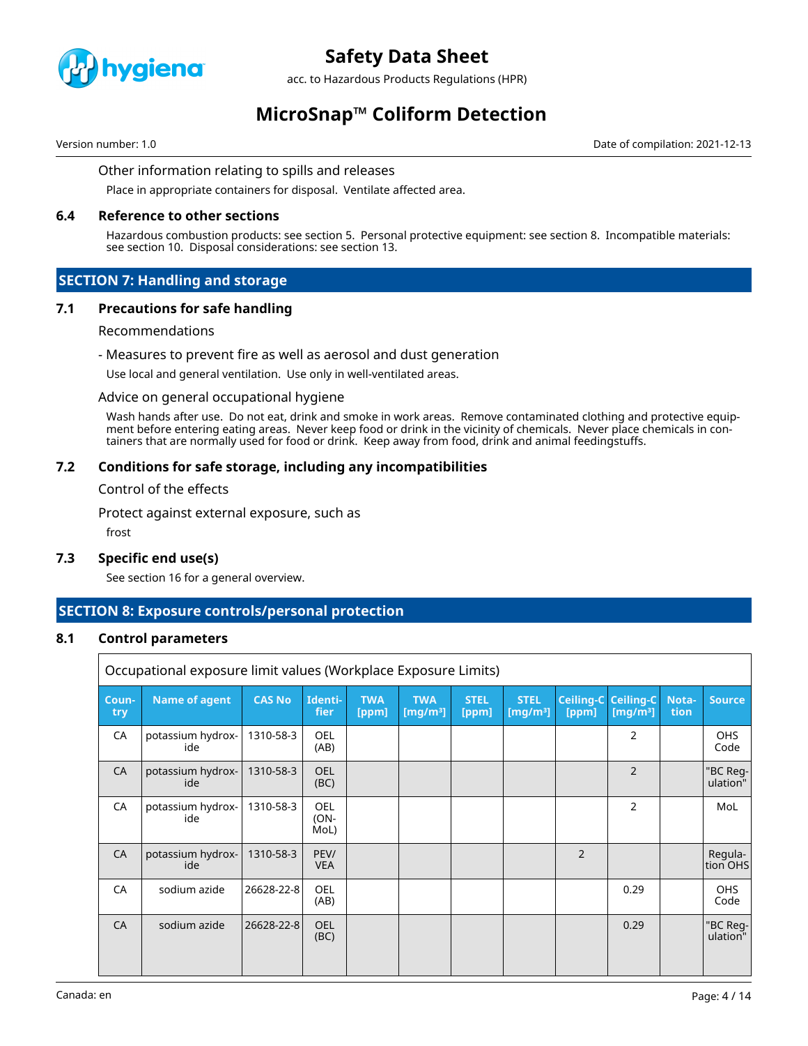Other information relating to spills and releases

Place in appropriate containers for disposal. Ventilate affected area.

### 6.4 Reference to other sections

Hazardous combustion products: see section 5. Personal protective equipment: see section 8. Incompatible materials: see section 10. Disposal considerations: see section 13.

## SECTION 7: Handling and storage

### 7.1 Precautions for safe handling

Recommendations

- Measures to prevent fire as well as aerosol and dust generation

Use local and general ventilation. Use only in well-ventilated areas.

Advice on general occupational hygiene

Wash hands after use. Do not eat, drink and smoke in work areas. Remove contaminated clothing and protective equipment before entering eating areas. Never keep food or drink in the vicinity of chemicals. Never place chemicals in containers that are normally used for food or drink. Keep away from food, drink and animal feedingstuffs.

### 7.2 Conditions for safe storage, including any incompatibilities

Control of the effects

Protect against external exposure, such as

frost

### 7.3 Specific end use(s)

See section 16 for a general overview.

## SECTION 8: Exposure controls/personal protection

### 8.1 Control parameters

Occupational exposure limit values (Workplace Exposure Limits)

| Country | Name of agent | CAS No | Identifier | TWA [ppm] | TWA [mg/m³] | STEL [ppm] | STEL [mg/m³] | Ceiling-C [ppm] | Ceiling-C [mg/m³] | Notation | Source |
|---|---|---|---|---|---|---|---|---|---|---|---|
| CA | potassium hydroxide | 1310-58-3 | OEL (AB) | | | | | | 2 | | OHS Code |
| CA | potassium hydroxide | 1310-58-3 | OEL (BC) | | | | | | 2 | | "BC Regulation" |
| CA | potassium hydroxide | 1310-58-3 | OEL (ON-MoL) | | | | | | 2 | | MoL |
| CA | potassium hydroxide | 1310-58-3 | PEV/VEA | | | | | 2 | | | Regulation OHS |
| CA | sodium azide | 26628-22-8 | OEL (AB) | | | | | | 0.29 | | OHS Code |
| CA | sodium azide | 26628-22-8 | OEL (BC) | | | | | | 0.29 | | "BC Regulation" |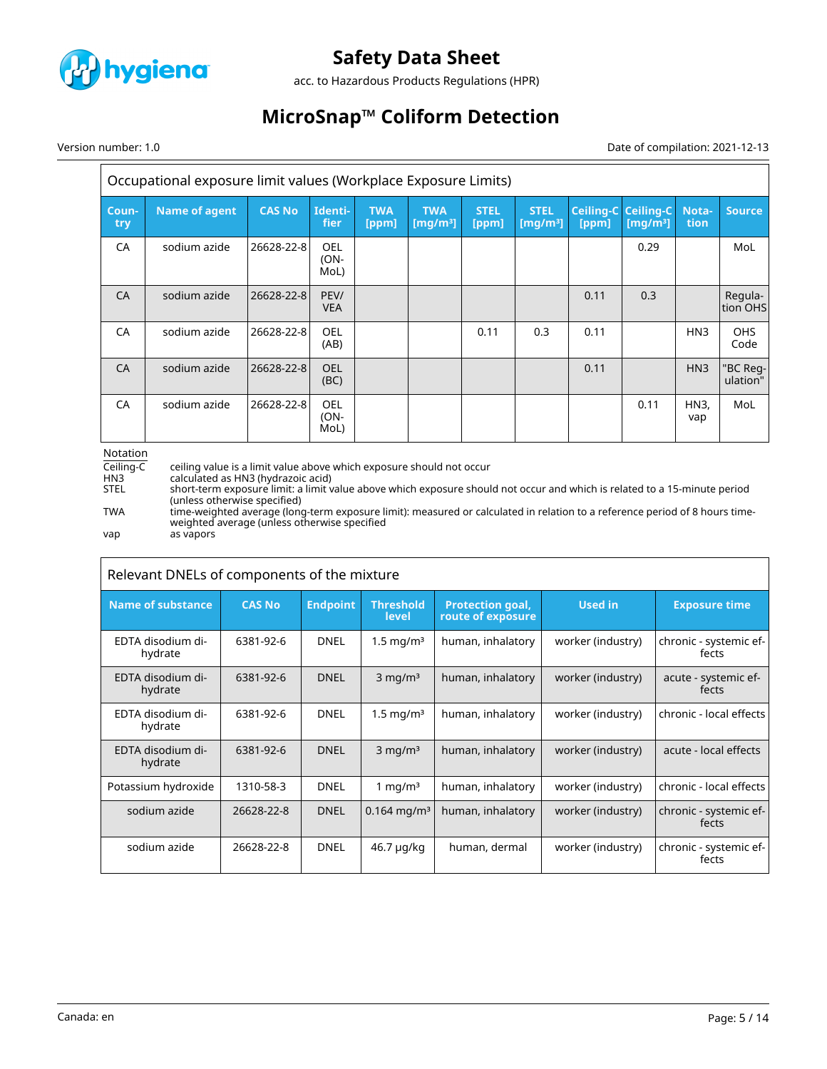Occupational exposure limit values (Workplace Exposure Limits)

| Country | Name of agent | CAS No | Identifier | TWA [ppm] | TWA [mg/m³] | STEL [ppm] | STEL [mg/m³] | Ceiling-C [ppm] | Ceiling-C [mg/m³] | Notation | Source |
|---|---|---|---|---|---|---|---|---|---|---|---|
| CA | sodium azide | 26628-22-8 | OEL (ON-MoL) | | | | | | 0.29 | | MoL |
| CA | sodium azide | 26628-22-8 | PEV/VEA | | | | | 0.11 | 0.3 | | Regulation OHS |
| CA | sodium azide | 26628-22-8 | OEL (AB) | | | 0.11 | 0.3 | 0.11 | | HN3 | OHS Code |
| CA | sodium azide | 26628-22-8 | OEL (BC) | | | | | 0.11 | | HN3 | "BC Regulation" |
| CA | sodium azide | 26628-22-8 | OEL (ON-MoL) | | | | | | 0.11 | HN3, vap | MoL |

Notation

- Ceiling-C ceiling value is a limit value above which exposure should not occur
- HN3 calculated as HN3 (hydrazoic acid)
- STEL short-term exposure limit: a limit value above which exposure should not occur and which is related to a 15-minute period (unless otherwise specified)
- TWA time-weighted average (long-term exposure limit): measured or calculated in relation to a reference period of 8 hours time-weighted average (unless otherwise specified
- vap as vapors

Relevant DNELs of components of the mixture

| Name of substance | CAS No | Endpoint | Threshold level | Protection goal, route of exposure | Used in | Exposure time |
|---|---|---|---|---|---|---|
| EDTA disodium dihydrate | 6381-92-6 | DNEL | 1.5 mg/m³ | human, inhalatory | worker (industry) | chronic - systemic effects |
| EDTA disodium dihydrate | 6381-92-6 | DNEL | 3 mg/m³ | human, inhalatory | worker (industry) | acute - systemic effects |
| EDTA disodium dihydrate | 6381-92-6 | DNEL | 1.5 mg/m³ | human, inhalatory | worker (industry) | chronic - local effects |
| EDTA disodium dihydrate | 6381-92-6 | DNEL | 3 mg/m³ | human, inhalatory | worker (industry) | acute - local effects |
| Potassium hydroxide | 1310-58-3 | DNEL | 1 mg/m³ | human, inhalatory | worker (industry) | chronic - local effects |
| sodium azide | 26628-22-8 | DNEL | 0.164 mg/m³ | human, inhalatory | worker (industry) | chronic - systemic effects |
| sodium azide | 26628-22-8 | DNEL | 46.7 µg/kg | human, dermal | worker (industry) | chronic - systemic effects |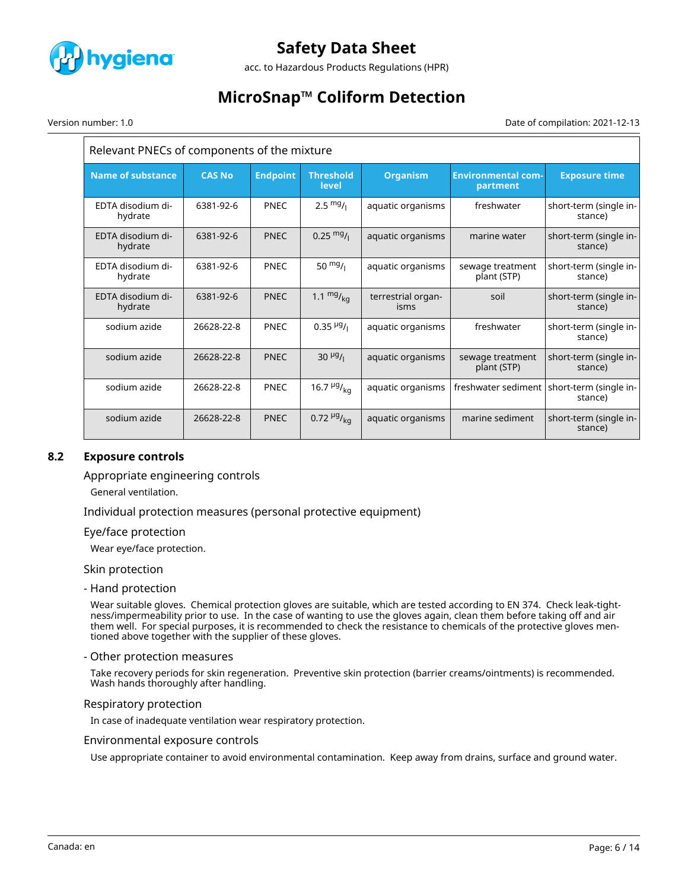| Relevant PNECs of components of the mixture | | | | | | |
|---|---|---|---|---|---|---|
| **Name of substance** | **CAS No** | **Endpoint** | **Threshold level** | **Organism** | **Environmental compartment** | **Exposure time** |
| EDTA disodium dihydrate | 6381-92-6 | PNEC | 2.5 $^{mg}/_{l}$ | aquatic organisms | freshwater | short-term (single instance) |
| EDTA disodium dihydrate | 6381-92-6 | PNEC | 0.25 $^{mg}/_{l}$ | aquatic organisms | marine water | short-term (single instance) |
| EDTA disodium dihydrate | 6381-92-6 | PNEC | 50 $^{mg}/_{l}$ | aquatic organisms | sewage treatment plant (STP) | short-term (single instance) |
| EDTA disodium dihydrate | 6381-92-6 | PNEC | 1.1 $^{mg}/_{kg}$ | terrestrial organisms | soil | short-term (single instance) |
| sodium azide | 26628-22-8 | PNEC | 0.35 $^{µg}/_{l}$ | aquatic organisms | freshwater | short-term (single instance) |
| sodium azide | 26628-22-8 | PNEC | 30 $^{µg}/_{l}$ | aquatic organisms | sewage treatment plant (STP) | short-term (single instance) |
| sodium azide | 26628-22-8 | PNEC | 16.7 $^{µg}/_{kg}$ | aquatic organisms | freshwater sediment | short-term (single instance) |
| sodium azide | 26628-22-8 | PNEC | 0.72 $^{µg}/_{kg}$ | aquatic organisms | marine sediment | short-term (single instance) |

## 8.2 Exposure controls

### Appropriate engineering controls

General ventilation.

### Individual protection measures (personal protective equipment)

### Eye/face protection

Wear eye/face protection.

### Skin protection

#### - Hand protection

Wear suitable gloves. Chemical protection gloves are suitable, which are tested according to EN 374. Check leak-tightness/impermeability prior to use. In the case of wanting to use the gloves again, clean them before taking off and air them well. For special purposes, it is recommended to check the resistance to chemicals of the protective gloves mentioned above together with the supplier of these gloves.

#### - Other protection measures

Take recovery periods for skin regeneration. Preventive skin protection (barrier creams/ointments) is recommended. Wash hands thoroughly after handling.

### Respiratory protection

In case of inadequate ventilation wear respiratory protection.

### Environmental exposure controls

Use appropriate container to avoid environmental contamination. Keep away from drains, surface and ground water.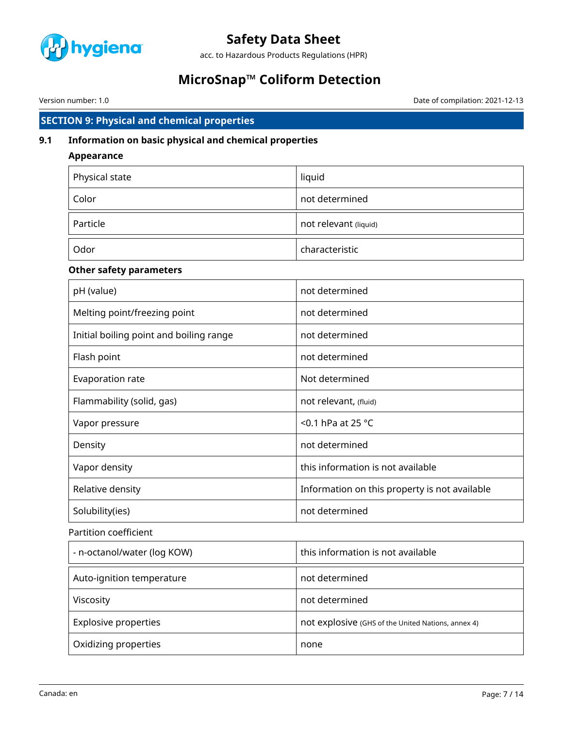## SECTION 9: Physical and chemical properties

### 9.1 Information on basic physical and chemical properties

**Appearance**

| | |
|---|---|
| Physical state | liquid |
| Color | not determined |
| Particle | not relevant (liquid) |
| Odor | characteristic |

**Other safety parameters**

| | |
|---|---|
| pH (value) | not determined |
| Melting point/freezing point | not determined |
| Initial boiling point and boiling range | not determined |
| Flash point | not determined |
| Evaporation rate | Not determined |
| Flammability (solid, gas) | not relevant, (fluid) |
| Vapor pressure | <0.1 hPa at 25 °C |
| Density | not determined |
| Vapor density | this information is not available |
| Relative density | Information on this property is not available |
| Solubility(ies) | not determined |

Partition coefficient

| | |
|---|---|
| - n-octanol/water (log KOW) | this information is not available |
| Auto-ignition temperature | not determined |
| Viscosity | not determined |
| Explosive properties | not explosive (GHS of the United Nations, annex 4) |
| Oxidizing properties | none |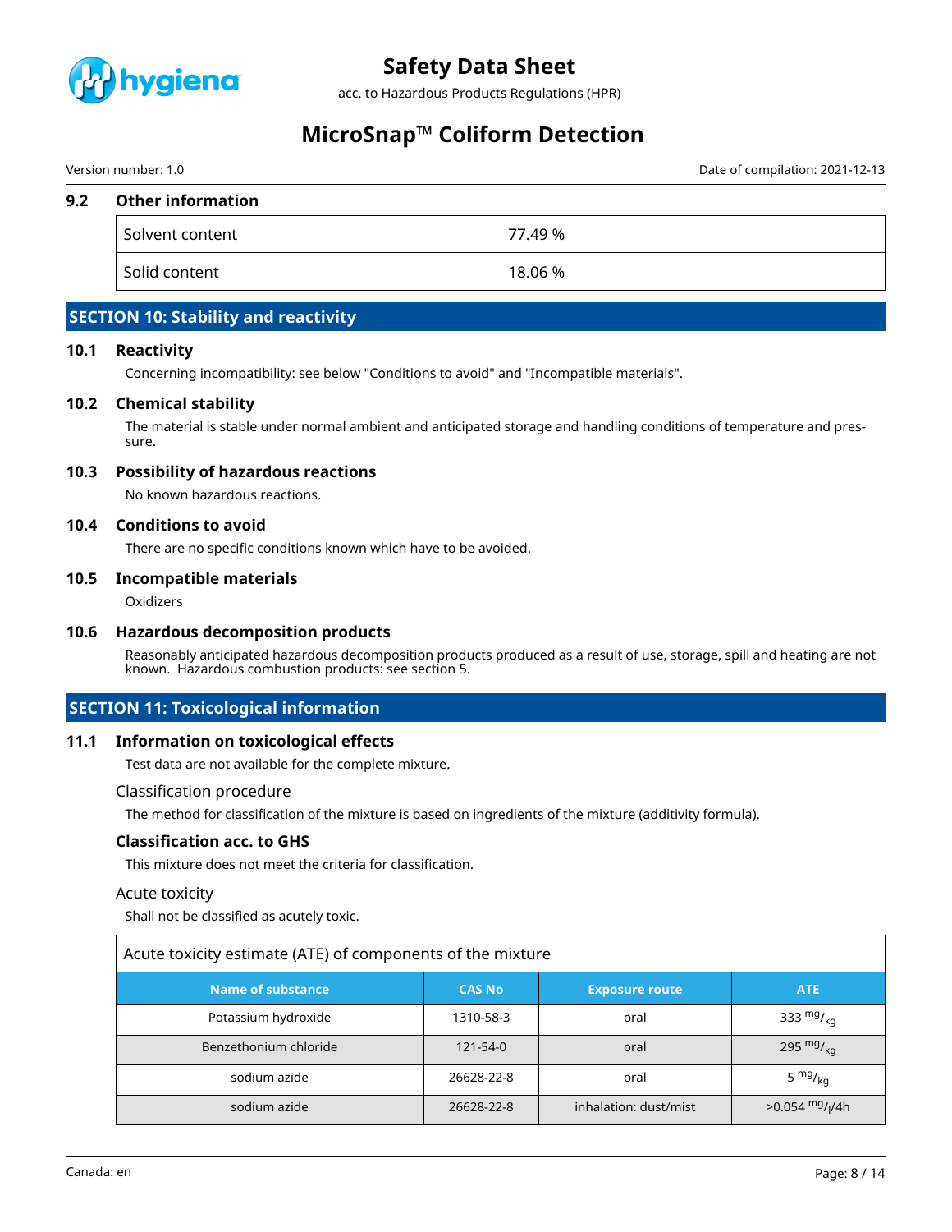### 9.2 Other information

| Solvent content | 77.49 % |
|---|---|
| Solid content | 18.06 % |

## SECTION 10: Stability and reactivity

### 10.1 Reactivity

Concerning incompatibility: see below "Conditions to avoid" and "Incompatible materials".

### 10.2 Chemical stability

The material is stable under normal ambient and anticipated storage and handling conditions of temperature and pressure.

### 10.3 Possibility of hazardous reactions

No known hazardous reactions.

### 10.4 Conditions to avoid

There are no specific conditions known which have to be avoided.

### 10.5 Incompatible materials

Oxidizers

### 10.6 Hazardous decomposition products

Reasonably anticipated hazardous decomposition products produced as a result of use, storage, spill and heating are not known. Hazardous combustion products: see section 5.

## SECTION 11: Toxicological information

### 11.1 Information on toxicological effects

Test data are not available for the complete mixture.

Classification procedure

The method for classification of the mixture is based on ingredients of the mixture (additivity formula).

**Classification acc. to GHS**

This mixture does not meet the criteria for classification.

Acute toxicity

Shall not be classified as acutely toxic.

Acute toxicity estimate (ATE) of components of the mixture

| Name of substance | CAS No | Exposure route | ATE |
|---|---|---|---|
| Potassium hydroxide | 1310-58-3 | oral | 333 $^{mg}/_{kg}$ |
| Benzethonium chloride | 121-54-0 | oral | 295 $^{mg}/_{kg}$ |
| sodium azide | 26628-22-8 | oral | 5 $^{mg}/_{kg}$ |
| sodium azide | 26628-22-8 | inhalation: dust/mist | >0.054 $^{mg}/_{l}$/4h |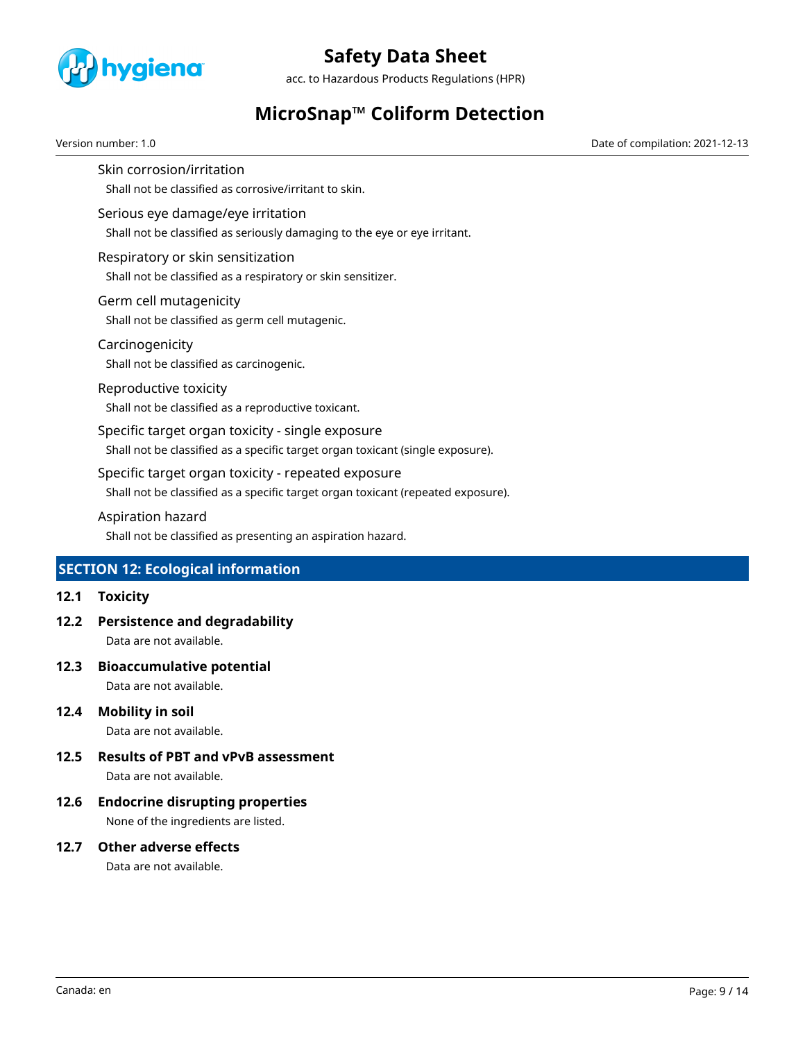Skin corrosion/irritation

Shall not be classified as corrosive/irritant to skin.

Serious eye damage/eye irritation

Shall not be classified as seriously damaging to the eye or eye irritant.

Respiratory or skin sensitization

Shall not be classified as a respiratory or skin sensitizer.

Germ cell mutagenicity

Shall not be classified as germ cell mutagenic.

Carcinogenicity

Shall not be classified as carcinogenic.

Reproductive toxicity

Shall not be classified as a reproductive toxicant.

Specific target organ toxicity - single exposure

Shall not be classified as a specific target organ toxicant (single exposure).

Specific target organ toxicity - repeated exposure

Shall not be classified as a specific target organ toxicant (repeated exposure).

Aspiration hazard

Shall not be classified as presenting an aspiration hazard.

## SECTION 12: Ecological information

### 12.1 Toxicity

### 12.2 Persistence and degradability

Data are not available.

### 12.3 Bioaccumulative potential

Data are not available.

### 12.4 Mobility in soil

Data are not available.

### 12.5 Results of PBT and vPvB assessment

Data are not available.

### 12.6 Endocrine disrupting properties

None of the ingredients are listed.

### 12.7 Other adverse effects

Data are not available.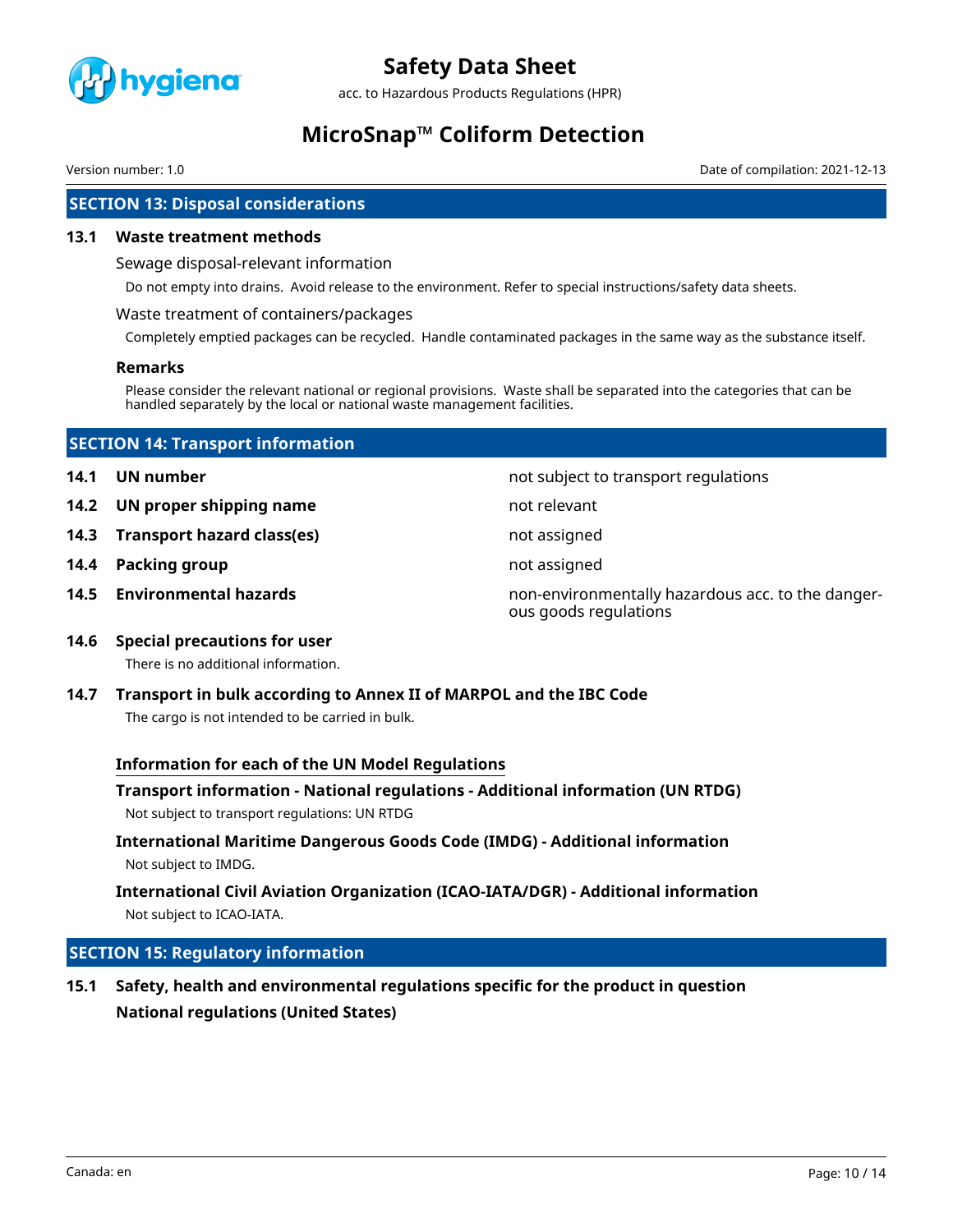## SECTION 13: Disposal considerations

### 13.1 Waste treatment methods

Sewage disposal-relevant information

Do not empty into drains. Avoid release to the environment. Refer to special instructions/safety data sheets.

Waste treatment of containers/packages

Completely emptied packages can be recycled. Handle contaminated packages in the same way as the substance itself.

**Remarks**

Please consider the relevant national or regional provisions. Waste shall be separated into the categories that can be handled separately by the local or national waste management facilities.

## SECTION 14: Transport information

| | |
|---|---|
| **14.1 UN number** | not subject to transport regulations |
| **14.2 UN proper shipping name** | not relevant |
| **14.3 Transport hazard class(es)** | not assigned |
| **14.4 Packing group** | not assigned |
| **14.5 Environmental hazards** | non-environmentally hazardous acc. to the dangerous goods regulations |

### 14.6 Special precautions for user

There is no additional information.

### 14.7 Transport in bulk according to Annex II of MARPOL and the IBC Code

The cargo is not intended to be carried in bulk.

**Information for each of the UN Model Regulations**

**Transport information - National regulations - Additional information (UN RTDG)**

Not subject to transport regulations: UN RTDG

**International Maritime Dangerous Goods Code (IMDG) - Additional information**

Not subject to IMDG.

**International Civil Aviation Organization (ICAO-IATA/DGR) - Additional information**

Not subject to ICAO-IATA.

## SECTION 15: Regulatory information

### 15.1 Safety, health and environmental regulations specific for the product in question

**National regulations (United States)**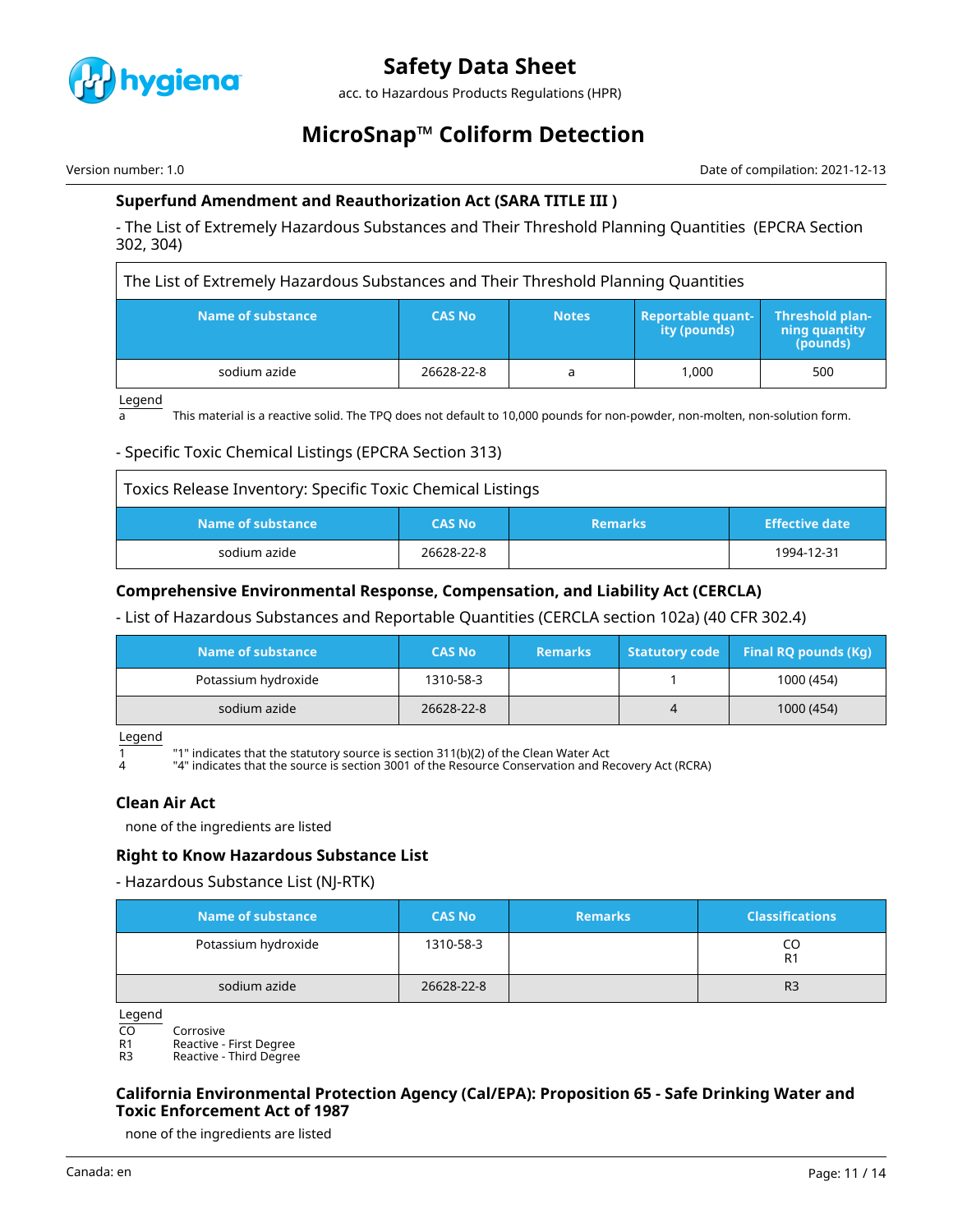### Superfund Amendment and Reauthorization Act (SARA TITLE III )

- The List of Extremely Hazardous Substances and Their Threshold Planning Quantities (EPCRA Section 302, 304)

| The List of Extremely Hazardous Substances and Their Threshold Planning Quantities | | | | |
|---|---|---|---|---|
| **Name of substance** | **CAS No** | **Notes** | **Reportable quantity (pounds)** | **Threshold planning quantity (pounds)** |
| sodium azide | 26628-22-8 | a | 1,000 | 500 |

Legend

a	This material is a reactive solid. The TPQ does not default to 10,000 pounds for non-powder, non-molten, non-solution form.

- Specific Toxic Chemical Listings (EPCRA Section 313)

| Toxics Release Inventory: Specific Toxic Chemical Listings | | | |
|---|---|---|---|
| **Name of substance** | **CAS No** | **Remarks** | **Effective date** |
| sodium azide | 26628-22-8 | | 1994-12-31 |

### Comprehensive Environmental Response, Compensation, and Liability Act (CERCLA)

- List of Hazardous Substances and Reportable Quantities (CERCLA section 102a) (40 CFR 302.4)

| Name of substance | CAS No | Remarks | Statutory code | Final RQ pounds (Kg) |
|---|---|---|---|---|
| Potassium hydroxide | 1310-58-3 | | 1 | 1000 (454) |
| sodium azide | 26628-22-8 | | 4 | 1000 (454) |

Legend

1	"1" indicates that the statutory source is section 311(b)(2) of the Clean Water Act
4	"4" indicates that the source is section 3001 of the Resource Conservation and Recovery Act (RCRA)

### Clean Air Act

none of the ingredients are listed

### Right to Know Hazardous Substance List

- Hazardous Substance List (NJ-RTK)

| Name of substance | CAS No | Remarks | Classifications |
|---|---|---|---|
| Potassium hydroxide | 1310-58-3 | | CO<br>R1 |
| sodium azide | 26628-22-8 | | R3 |

Legend

CO	Corrosive
R1	Reactive - First Degree
R3	Reactive - Third Degree

### California Environmental Protection Agency (Cal/EPA): Proposition 65 - Safe Drinking Water and Toxic Enforcement Act of 1987

none of the ingredients are listed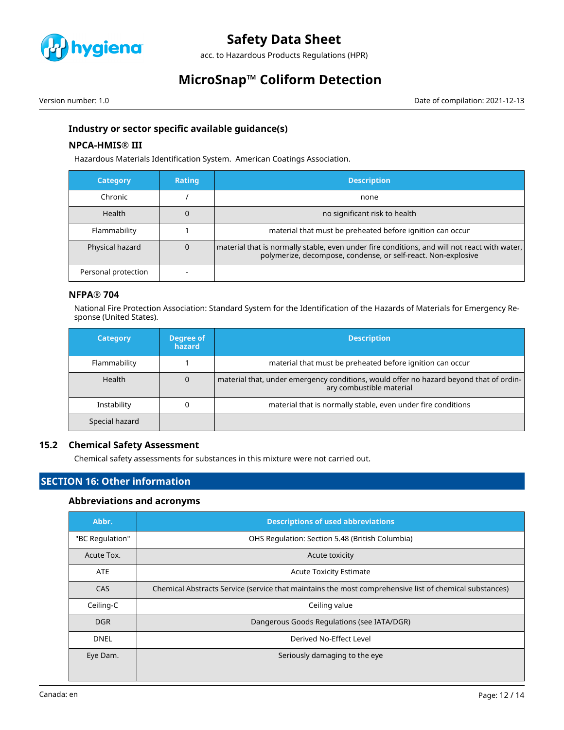### Industry or sector specific available guidance(s)

#### NPCA-HMIS® III

Hazardous Materials Identification System. American Coatings Association.

| Category | Rating | Description |
|---|---|---|
| Chronic | / | none |
| Health | 0 | no significant risk to health |
| Flammability | 1 | material that must be preheated before ignition can occur |
| Physical hazard | 0 | material that is normally stable, even under fire conditions, and will not react with water, polymerize, decompose, condense, or self-react. Non-explosive |
| Personal protection | - | |

#### NFPA® 704

National Fire Protection Association: Standard System for the Identification of the Hazards of Materials for Emergency Response (United States).

| Category | Degree of hazard | Description |
|---|---|---|
| Flammability | 1 | material that must be preheated before ignition can occur |
| Health | 0 | material that, under emergency conditions, would offer no hazard beyond that of ordinary combustible material |
| Instability | 0 | material that is normally stable, even under fire conditions |
| Special hazard | | |

### 15.2 Chemical Safety Assessment

Chemical safety assessments for substances in this mixture were not carried out.

## SECTION 16: Other information

### Abbreviations and acronyms

| Abbr. | Descriptions of used abbreviations |
|---|---|
| "BC Regulation" | OHS Regulation: Section 5.48 (British Columbia) |
| Acute Tox. | Acute toxicity |
| ATE | Acute Toxicity Estimate |
| CAS | Chemical Abstracts Service (service that maintains the most comprehensive list of chemical substances) |
| Ceiling-C | Ceiling value |
| DGR | Dangerous Goods Regulations (see IATA/DGR) |
| DNEL | Derived No-Effect Level |
| Eye Dam. | Seriously damaging to the eye |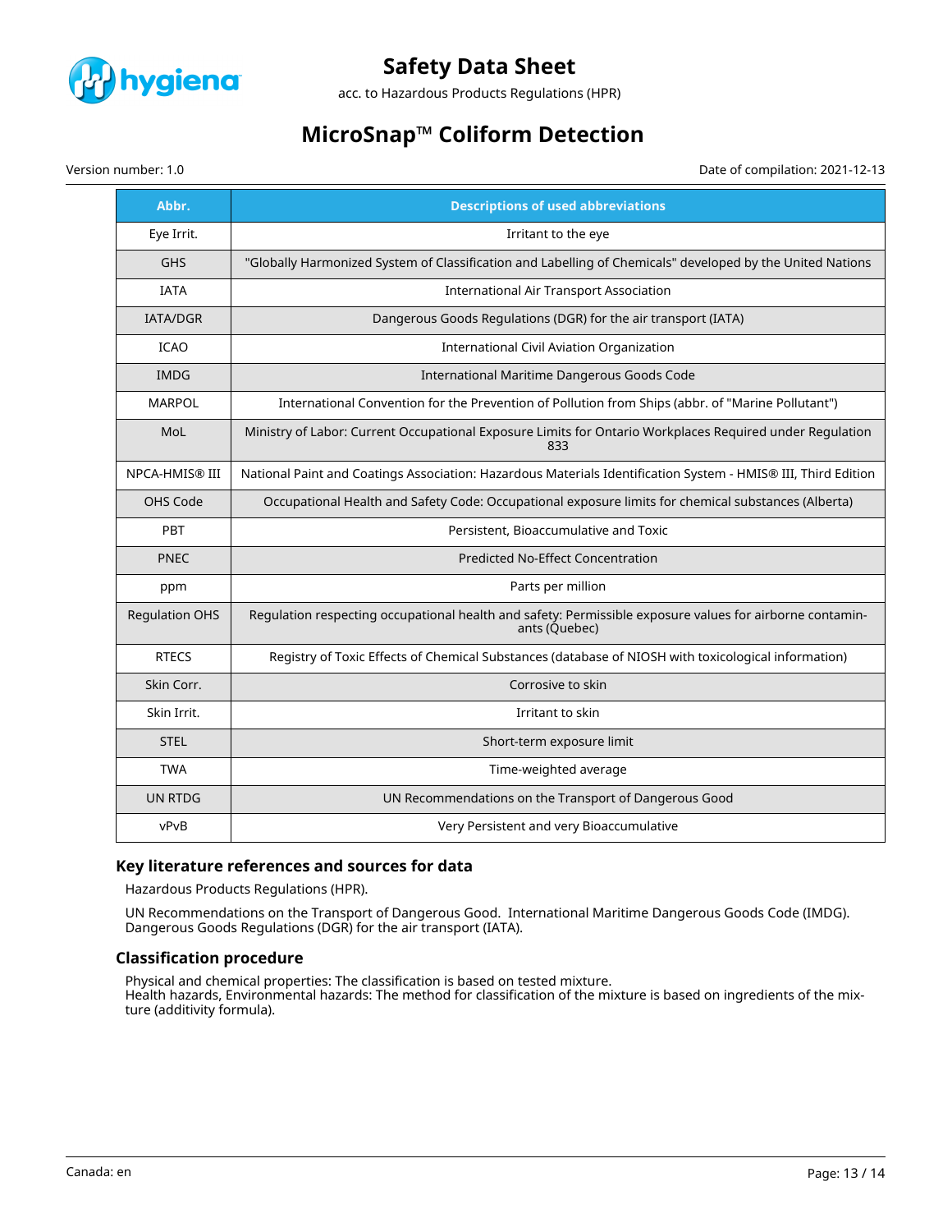| Abbr. | Descriptions of used abbreviations |
| --- | --- |
| Eye Irrit. | Irritant to the eye |
| GHS | "Globally Harmonized System of Classification and Labelling of Chemicals" developed by the United Nations |
| IATA | International Air Transport Association |
| IATA/DGR | Dangerous Goods Regulations (DGR) for the air transport (IATA) |
| ICAO | International Civil Aviation Organization |
| IMDG | International Maritime Dangerous Goods Code |
| MARPOL | International Convention for the Prevention of Pollution from Ships (abbr. of "Marine Pollutant") |
| MoL | Ministry of Labor: Current Occupational Exposure Limits for Ontario Workplaces Required under Regulation 833 |
| NPCA-HMIS® III | National Paint and Coatings Association: Hazardous Materials Identification System - HMIS® III, Third Edition |
| OHS Code | Occupational Health and Safety Code: Occupational exposure limits for chemical substances (Alberta) |
| PBT | Persistent, Bioaccumulative and Toxic |
| PNEC | Predicted No-Effect Concentration |
| ppm | Parts per million |
| Regulation OHS | Regulation respecting occupational health and safety: Permissible exposure values for airborne contaminants (Québec) |
| RTECS | Registry of Toxic Effects of Chemical Substances (database of NIOSH with toxicological information) |
| Skin Corr. | Corrosive to skin |
| Skin Irrit. | Irritant to skin |
| STEL | Short-term exposure limit |
| TWA | Time-weighted average |
| UN RTDG | UN Recommendations on the Transport of Dangerous Good |
| vPvB | Very Persistent and very Bioaccumulative |

### Key literature references and sources for data

Hazardous Products Regulations (HPR).

UN Recommendations on the Transport of Dangerous Good. International Maritime Dangerous Goods Code (IMDG). Dangerous Goods Regulations (DGR) for the air transport (IATA).

### Classification procedure

Physical and chemical properties: The classification is based on tested mixture.
Health hazards, Environmental hazards: The method for classification of the mixture is based on ingredients of the mixture (additivity formula).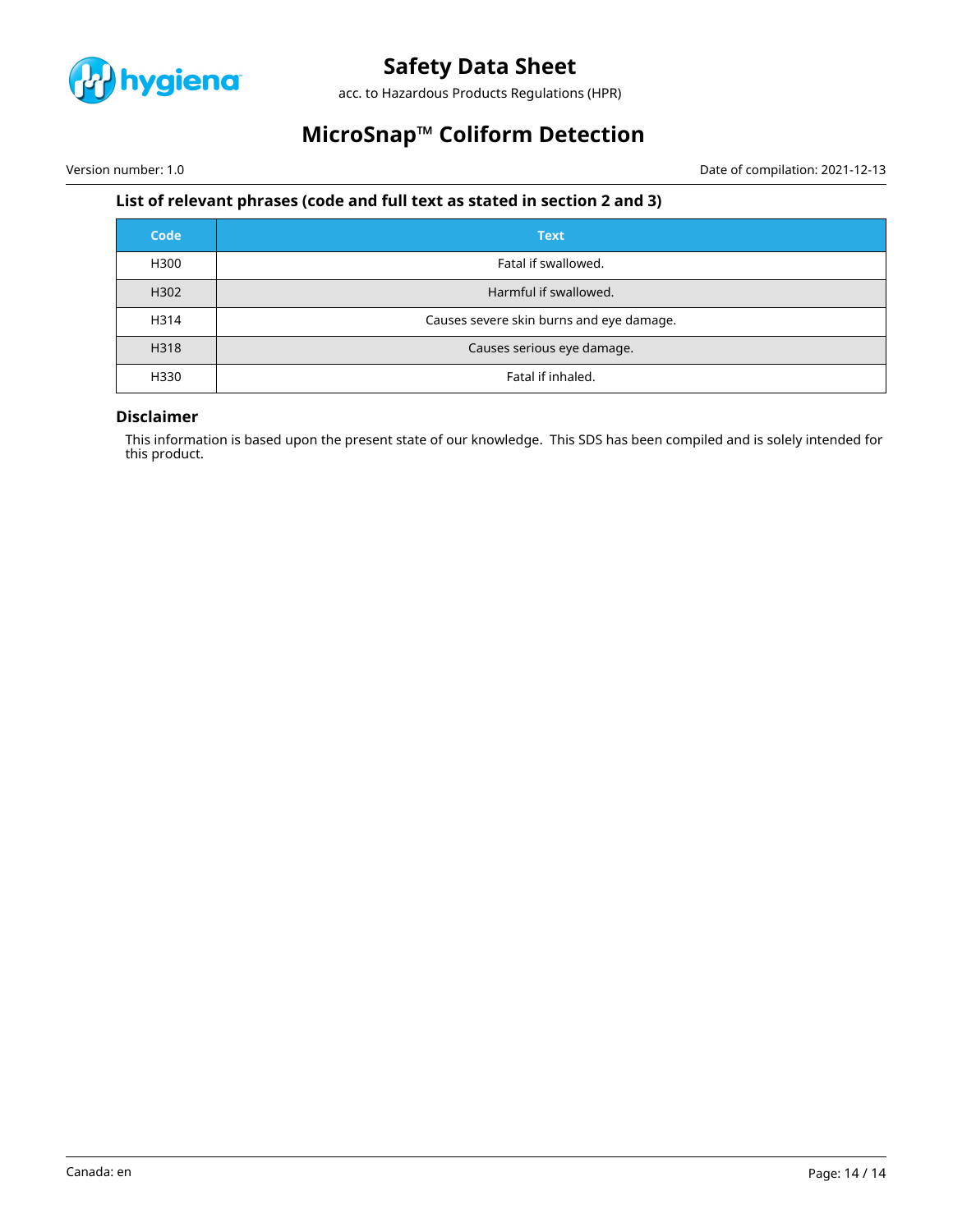### List of relevant phrases (code and full text as stated in section 2 and 3)

| Code | Text |
| --- | --- |
| H300 | Fatal if swallowed. |
| H302 | Harmful if swallowed. |
| H314 | Causes severe skin burns and eye damage. |
| H318 | Causes serious eye damage. |
| H330 | Fatal if inhaled. |

### Disclaimer

This information is based upon the present state of our knowledge. This SDS has been compiled and is solely intended for this product.